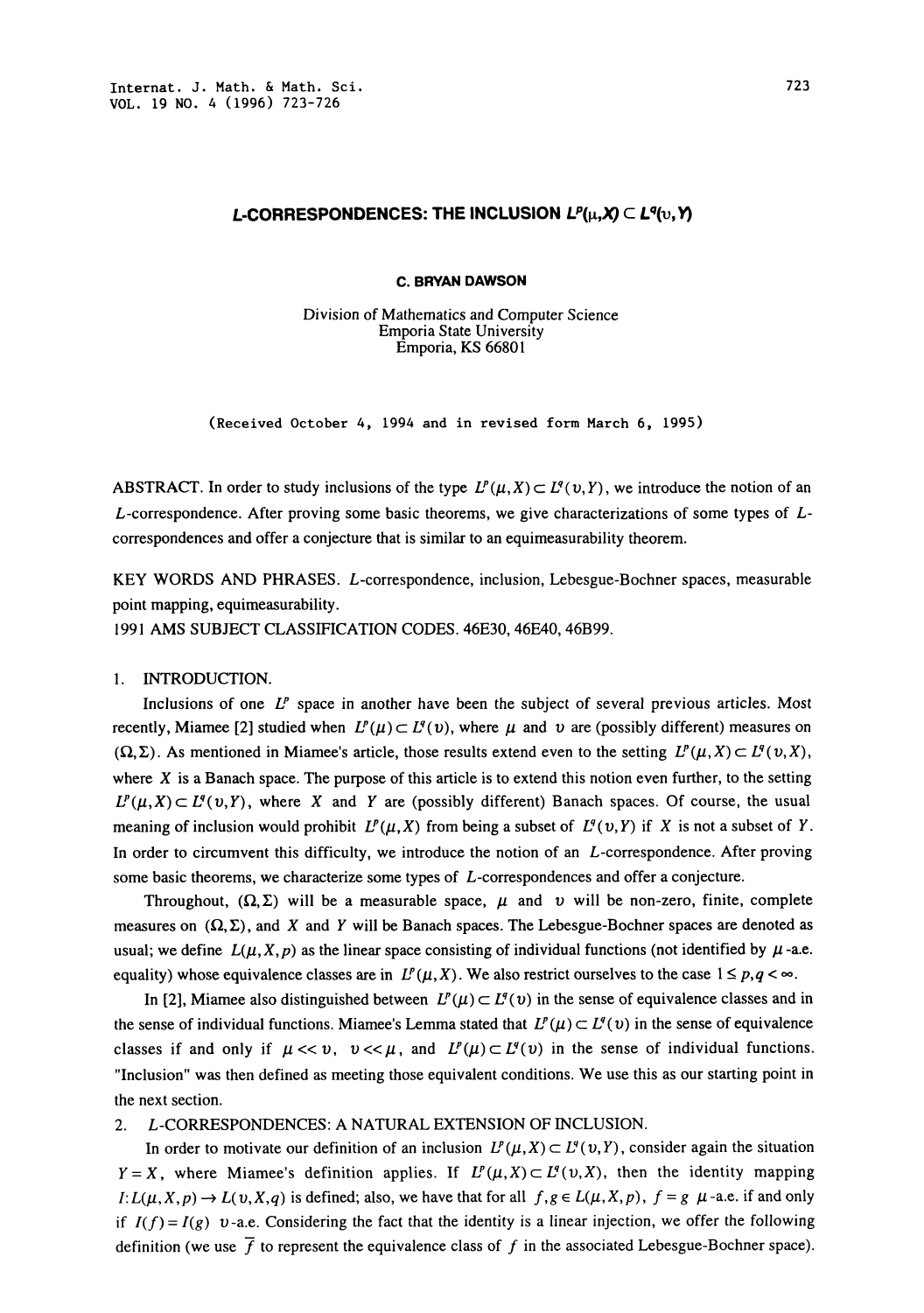# $L$-CORRESPONDENCES: THE INCLUSION $L^p(\mu,X) \subset L^q(\upsilon,Y)$

**C. BRYAN DAWSON**

Division of Mathematics and Computer Science
Emporia State University
Emporia, KS 66801

(Received October 4, 1994 and in revised form March 6, 1995)

ABSTRACT. In order to study inclusions of the type $L^p(\mu,X) \subset L^q(\upsilon,Y)$, we introduce the notion of an $L$-correspondence. After proving some basic theorems, we give characterizations of some types of $L$-correspondences and offer a conjecture that is similar to an equimeasurability theorem.

KEY WORDS AND PHRASES. $L$-correspondence, inclusion, Lebesgue-Bochner spaces, measurable point mapping, equimeasurability.

1991 AMS SUBJECT CLASSIFICATION CODES. 46E30, 46E40, 46B99.

## 1. INTRODUCTION.

Inclusions of one $L^p$ space in another have been the subject of several previous articles. Most recently, Miamee [2] studied when $L^p(\mu) \subset L^q(\upsilon)$, where $\mu$ and $\upsilon$ are (possibly different) measures on $(\Omega,\Sigma)$. As mentioned in Miamee's article, those results extend even to the setting $L^p(\mu,X) \subset L^q(\upsilon,X)$, where $X$ is a Banach space. The purpose of this article is to extend this notion even further, to the setting $L^p(\mu,X) \subset L^q(\upsilon,Y)$, where $X$ and $Y$ are (possibly different) Banach spaces. Of course, the usual meaning of inclusion would prohibit $L^p(\mu,X)$ from being a subset of $L^q(\upsilon,Y)$ if $X$ is not a subset of $Y$. In order to circumvent this difficulty, we introduce the notion of an $L$-correspondence. After proving some basic theorems, we characterize some types of $L$-correspondences and offer a conjecture.

Throughout, $(\Omega,\Sigma)$ will be a measurable space, $\mu$ and $\upsilon$ will be non-zero, finite, complete measures on $(\Omega,\Sigma)$, and $X$ and $Y$ will be Banach spaces. The Lebesgue-Bochner spaces are denoted as usual; we define $L(\mu,X,p)$ as the linear space consisting of individual functions (not identified by $\mu$-a.e. equality) whose equivalence classes are in $L^p(\mu,X)$. We also restrict ourselves to the case $1 \le p,q < \infty$.

In [2], Miamee also distinguished between $L^p(\mu) \subset L^q(\upsilon)$ in the sense of equivalence classes and in the sense of individual functions. Miamee's Lemma stated that $L^p(\mu) \subset L^q(\upsilon)$ in the sense of equivalence classes if and only if $\mu \ll \upsilon$, $\upsilon \ll \mu$, and $L^p(\mu) \subset L^q(\upsilon)$ in the sense of individual functions. "Inclusion" was then defined as meeting those equivalent conditions. We use this as our starting point in the next section.

## 2. $L$-CORRESPONDENCES: A NATURAL EXTENSION OF INCLUSION.

In order to motivate our definition of an inclusion $L^p(\mu,X) \subset L^q(\upsilon,Y)$, consider again the situation $Y = X$, where Miamee's definition applies. If $L^p(\mu,X) \subset L^q(\upsilon,X)$, then the identity mapping $I: L(\mu,X,p) \to L(\upsilon,X,q)$ is defined; also, we have that for all $f,g \in L(\mu,X,p)$, $f = g$ $\mu$-a.e. if and only if $I(f) = I(g)$ $\upsilon$-a.e. Considering the fact that the identity is a linear injection, we offer the following definition (we use $\overline{f}$ to represent the equivalence class of $f$ in the associated Lebesgue-Bochner space).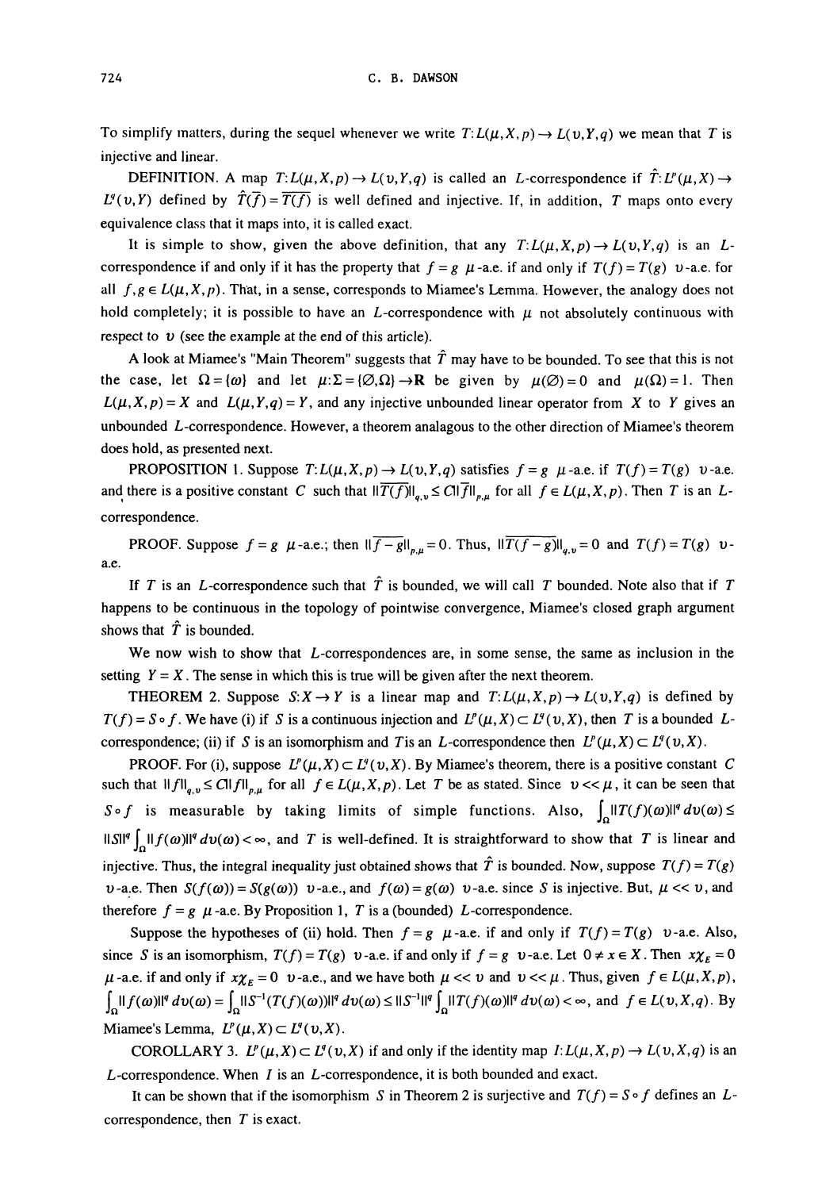To simplify matters, during the sequel whenever we write $T: L(\mu, X, p) \to L(\upsilon, Y, q)$ we mean that $T$ is injective and linear.

DEFINITION. A map $T: L(\mu, X, p) \to L(\upsilon, Y, q)$ is called an $L$-correspondence if $\hat{T}: L^p(\mu, X) \to L^q(\upsilon, Y)$ defined by $\hat{T}(\overline{f}) = \overline{T(f)}$ is well defined and injective. If, in addition, $T$ maps onto every equivalence class that it maps into, it is called exact.

It is simple to show, given the above definition, that any $T: L(\mu, X, p) \to L(\upsilon, Y, q)$ is an $L$-correspondence if and only if it has the property that $f = g$ $\mu$-a.e. if and only if $T(f) = T(g)$ $\upsilon$-a.e. for all $f, g \in L(\mu, X, p)$. That, in a sense, corresponds to Miamee's Lemma. However, the analogy does not hold completely; it is possible to have an $L$-correspondence with $\mu$ not absolutely continuous with respect to $\upsilon$ (see the example at the end of this article).

A look at Miamee's "Main Theorem" suggests that $\hat{T}$ may have to be bounded. To see that this is not the case, let $\Omega = \{\omega\}$ and let $\mu: \Sigma = \{\varnothing, \Omega\} \to \mathbf{R}$ be given by $\mu(\varnothing) = 0$ and $\mu(\Omega) = 1$. Then $L(\mu, X, p) = X$ and $L(\mu, Y, q) = Y$, and any injective unbounded linear operator from $X$ to $Y$ gives an unbounded $L$-correspondence. However, a theorem analagous to the other direction of Miamee's theorem does hold, as presented next.

PROPOSITION 1. Suppose $T: L(\mu, X, p) \to L(\upsilon, Y, q)$ satisfies $f = g$ $\mu$-a.e. if $T(f) = T(g)$ $\upsilon$-a.e. and there is a positive constant $C$ such that $\|\overline{T(f)}\|_{q,\upsilon} \le C\|\overline{f}\|_{p,\mu}$ for all $f \in L(\mu, X, p)$. Then $T$ is an $L$-correspondence.

PROOF. Suppose $f = g$ $\mu$-a.e.; then $\|\overline{f - g}\|_{p,\mu} = 0$. Thus, $\|\overline{T(f-g)}\|_{q,\upsilon} = 0$ and $T(f) = T(g)$ $\upsilon$-a.e.

If $T$ is an $L$-correspondence such that $\hat{T}$ is bounded, we will call $T$ bounded. Note also that if $T$ happens to be continuous in the topology of pointwise convergence, Miamee's closed graph argument shows that $\hat{T}$ is bounded.

We now wish to show that $L$-correspondences are, in some sense, the same as inclusion in the setting $Y = X$. The sense in which this is true will be given after the next theorem.

THEOREM 2. Suppose $S: X \to Y$ is a linear map and $T: L(\mu, X, p) \to L(\upsilon, Y, q)$ is defined by $T(f) = S \circ f$. We have (i) if $S$ is a continuous injection and $L^p(\mu, X) \subset L^q(\upsilon, X)$, then $T$ is a bounded $L$-correspondence; (ii) if $S$ is an isomorphism and $T$ is an $L$-correspondence then $L^p(\mu, X) \subset L^q(\upsilon, X)$.

PROOF. For (i), suppose $L^p(\mu, X) \subset L^q(\upsilon, X)$. By Miamee's theorem, there is a positive constant $C$ such that $\|f\|_{q,\upsilon} \le C\|f\|_{p,\mu}$ for all $f \in L(\mu, X, p)$. Let $T$ be as stated. Since $\upsilon << \mu$, it can be seen that $S \circ f$ is measurable by taking limits of simple functions. Also, $\int_\Omega \|T(f)(\omega)\|^q \, d\upsilon(\omega) \le \|S\|^q \int_\Omega \|f(\omega)\|^q \, d\upsilon(\omega) < \infty$, and $T$ is well-defined. It is straightforward to show that $T$ is linear and injective. Thus, the integral inequality just obtained shows that $\hat{T}$ is bounded. Now, suppose $T(f) = T(g)$ $\upsilon$-a.e. Then $S(f(\omega)) = S(g(\omega))$ $\upsilon$-a.e., and $f(\omega) = g(\omega)$ $\upsilon$-a.e. since $S$ is injective. But, $\mu << \upsilon$, and therefore $f = g$ $\mu$-a.e. By Proposition 1, $T$ is a (bounded) $L$-correspondence.

Suppose the hypotheses of (ii) hold. Then $f = g$ $\mu$-a.e. if and only if $T(f) = T(g)$ $\upsilon$-a.e. Also, since $S$ is an isomorphism, $T(f) = T(g)$ $\upsilon$-a.e. if and only if $f = g$ $\upsilon$-a.e. Let $0 \ne x \in X$. Then $x\chi_E = 0$ $\mu$-a.e. if and only if $x\chi_E = 0$ $\upsilon$-a.e., and we have both $\mu << \upsilon$ and $\upsilon << \mu$. Thus, given $f \in L(\mu, X, p)$, $\int_\Omega \|f(\omega)\|^q \, d\upsilon(\omega) = \int_\Omega \|S^{-1}(T(f)(\omega))\|^q \, d\upsilon(\omega) \le \|S^{-1}\|^q \int_\Omega \|T(f)(\omega)\|^q \, d\upsilon(\omega) < \infty$, and $f \in L(\upsilon, X, q)$. By Miamee's Lemma, $L^p(\mu, X) \subset L^q(\upsilon, X)$.

COROLLARY 3. $L^p(\mu, X) \subset L^q(\upsilon, X)$ if and only if the identity map $I: L(\mu, X, p) \to L(\upsilon, X, q)$ is an $L$-correspondence. When $I$ is an $L$-correspondence, it is both bounded and exact.

It can be shown that if the isomorphism $S$ in Theorem 2 is surjective and $T(f) = S \circ f$ defines an $L$-correspondence, then $T$ is exact.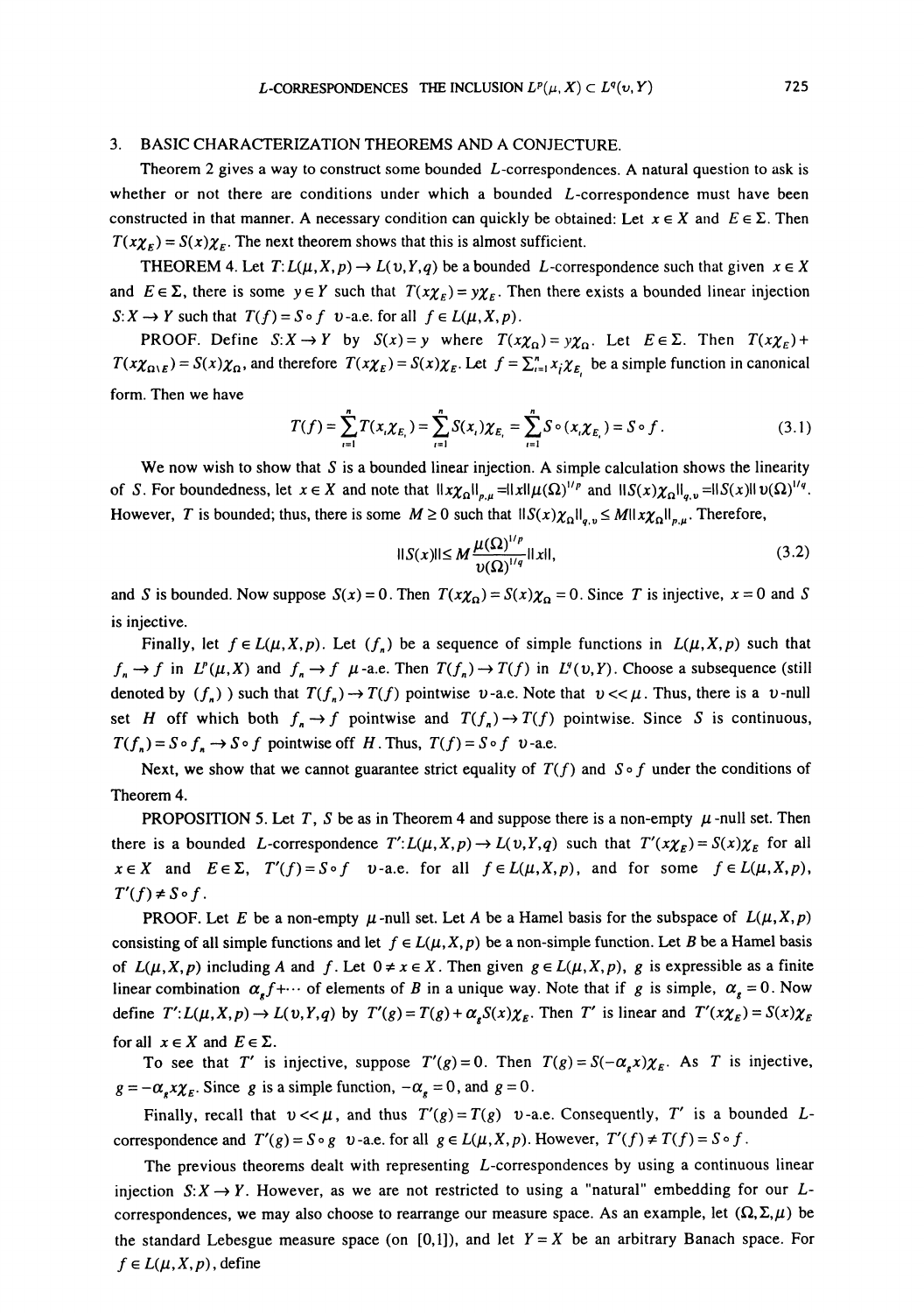## 3. BASIC CHARACTERIZATION THEOREMS AND A CONJECTURE.

Theorem 2 gives a way to construct some bounded $L$-correspondences. A natural question to ask is whether or not there are conditions under which a bounded $L$-correspondence must have been constructed in that manner. A necessary condition can quickly be obtained: Let $x \in X$ and $E \in \Sigma$. Then $T(x\chi_E) = S(x)\chi_E$. The next theorem shows that this is almost sufficient.

THEOREM 4. Let $T: L(\mu, X, p) \to L(\upsilon, Y, q)$ be a bounded $L$-correspondence such that given $x \in X$ and $E \in \Sigma$, there is some $y \in Y$ such that $T(x\chi_E) = y\chi_E$. Then there exists a bounded linear injection $S: X \to Y$ such that $T(f) = S \circ f$ $\upsilon$-a.e. for all $f \in L(\mu, X, p)$.

PROOF. Define $S: X \to Y$ by $S(x) = y$ where $T(x\chi_\Omega) = y\chi_\Omega$. Let $E \in \Sigma$. Then $T(x\chi_E) + T(x\chi_{\Omega\setminus E}) = S(x)\chi_\Omega$, and therefore $T(x\chi_E) = S(x)\chi_E$. Let $f = \sum_{i=1}^n x_i\chi_{E_i}$ be a simple function in canonical form. Then we have

$$T(f) = \sum_{i=1}^n T(x_i\chi_{E_i}) = \sum_{i=1}^n S(x_i)\chi_{E_i} = \sum_{i=1}^n S \circ (x_i\chi_{E_i}) = S \circ f. \tag{3.1}$$

We now wish to show that $S$ is a bounded linear injection. A simple calculation shows the linearity of $S$. For boundedness, let $x \in X$ and note that $\|x\chi_\Omega\|_{p,\mu} = \|x\|\mu(\Omega)^{1/p}$ and $\|S(x)\chi_\Omega\|_{q,\upsilon} = \|S(x)\|\,\upsilon(\Omega)^{1/q}$. However, $T$ is bounded; thus, there is some $M \geq 0$ such that $\|S(x)\chi_\Omega\|_{q,\upsilon} \leq M\|x\chi_\Omega\|_{p,\mu}$. Therefore,

$$\|S(x)\| \leq M\frac{\mu(\Omega)^{1/p}}{\upsilon(\Omega)^{1/q}}\|x\|, \tag{3.2}$$

and $S$ is bounded. Now suppose $S(x) = 0$. Then $T(x\chi_\Omega) = S(x)\chi_\Omega = 0$. Since $T$ is injective, $x = 0$ and $S$ is injective.

Finally, let $f \in L(\mu, X, p)$. Let $(f_n)$ be a sequence of simple functions in $L(\mu, X, p)$ such that $f_n \to f$ in $L^p(\mu, X)$ and $f_n \to f$ $\mu$-a.e. Then $T(f_n) \to T(f)$ in $L^q(\upsilon, Y)$. Choose a subsequence (still denoted by $(f_n)$ ) such that $T(f_n) \to T(f)$ pointwise $\upsilon$-a.e. Note that $\upsilon << \mu$. Thus, there is a $\upsilon$-null set $H$ off which both $f_n \to f$ pointwise and $T(f_n) \to T(f)$ pointwise. Since $S$ is continuous, $T(f_n) = S \circ f_n \to S \circ f$ pointwise off $H$. Thus, $T(f) = S \circ f$ $\upsilon$-a.e.

Next, we show that we cannot guarantee strict equality of $T(f)$ and $S \circ f$ under the conditions of Theorem 4.

PROPOSITION 5. Let $T$, $S$ be as in Theorem 4 and suppose there is a non-empty $\mu$-null set. Then there is a bounded $L$-correspondence $T': L(\mu, X, p) \to L(\upsilon, Y, q)$ such that $T'(x\chi_E) = S(x)\chi_E$ for all $x \in X$ and $E \in \Sigma$, $T'(f) = S \circ f$ $\upsilon$-a.e. for all $f \in L(\mu, X, p)$, and for some $f \in L(\mu, X, p)$, $T'(f) \neq S \circ f$.

PROOF. Let $E$ be a non-empty $\mu$-null set. Let $A$ be a Hamel basis for the subspace of $L(\mu, X, p)$ consisting of all simple functions and let $f \in L(\mu, X, p)$ be a non-simple function. Let $B$ be a Hamel basis of $L(\mu, X, p)$ including $A$ and $f$. Let $0 \neq x \in X$. Then given $g \in L(\mu, X, p)$, $g$ is expressible as a finite linear combination $\alpha_g f + \cdots$ of elements of $B$ in a unique way. Note that if $g$ is simple, $\alpha_g = 0$. Now define $T': L(\mu, X, p) \to L(\upsilon, Y, q)$ by $T'(g) = T(g) + \alpha_g S(x)\chi_E$. Then $T'$ is linear and $T'(x\chi_E) = S(x)\chi_E$ for all $x \in X$ and $E \in \Sigma$.

To see that $T'$ is injective, suppose $T'(g) = 0$. Then $T(g) = S(-\alpha_g x)\chi_E$. As $T$ is injective, $g = -\alpha_g x\chi_E$. Since $g$ is a simple function, $-\alpha_g = 0$, and $g = 0$.

Finally, recall that $\upsilon << \mu$, and thus $T'(g) = T(g)$ $\upsilon$-a.e. Consequently, $T'$ is a bounded $L$-correspondence and $T'(g) = S \circ g$ $\upsilon$-a.e. for all $g \in L(\mu, X, p)$. However, $T'(f) \neq T(f) = S \circ f$.

The previous theorems dealt with representing $L$-correspondences by using a continuous linear injection $S: X \to Y$. However, as we are not restricted to using a "natural" embedding for our $L$-correspondences, we may also choose to rearrange our measure space. As an example, let $(\Omega, \Sigma, \mu)$ be the standard Lebesgue measure space (on $[0,1]$), and let $Y = X$ be an arbitrary Banach space. For $f \in L(\mu, X, p)$, define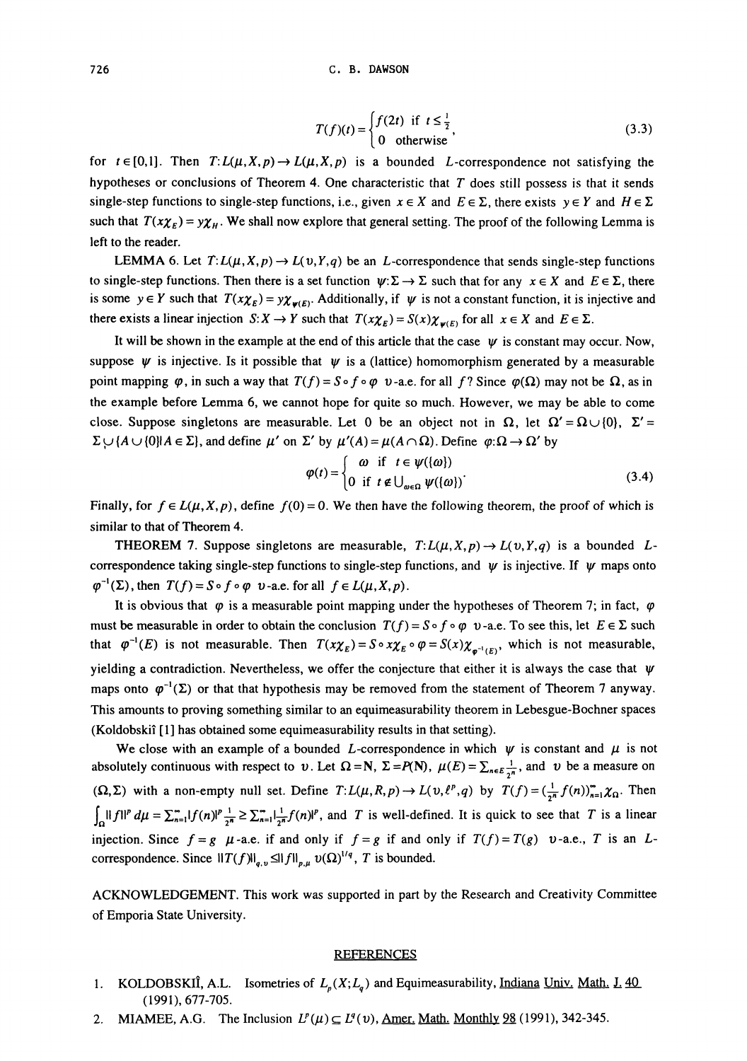$$T(f)(t) = \begin{cases} f(2t) & \text{if } t \leq \frac{1}{2} \\ 0 & \text{otherwise} \end{cases}, \tag{3.3}$$

for $t \in [0,1]$. Then $T: L(\mu, X, p) \to L(\mu, X, p)$ is a bounded $L$-correspondence not satisfying the hypotheses or conclusions of Theorem 4. One characteristic that $T$ does still possess is that it sends single-step functions to single-step functions, i.e., given $x \in X$ and $E \in \Sigma$, there exists $y \in Y$ and $H \in \Sigma$ such that $T(x\chi_E) = y\chi_H$. We shall now explore that general setting. The proof of the following Lemma is left to the reader.

LEMMA 6. Let $T: L(\mu, X, p) \to L(\upsilon, Y, q)$ be an $L$-correspondence that sends single-step functions to single-step functions. Then there is a set function $\psi: \Sigma \to \Sigma$ such that for any $x \in X$ and $E \in \Sigma$, there is some $y \in Y$ such that $T(x\chi_E) = y\chi_{\psi(E)}$. Additionally, if $\psi$ is not a constant function, it is injective and there exists a linear injection $S: X \to Y$ such that $T(x\chi_E) = S(x)\chi_{\psi(E)}$ for all $x \in X$ and $E \in \Sigma$.

It will be shown in the example at the end of this article that the case $\psi$ is constant may occur. Now, suppose $\psi$ is injective. Is it possible that $\psi$ is a (lattice) homomorphism generated by a measurable point mapping $\varphi$, in such a way that $T(f) = S \circ f \circ \varphi$ $\upsilon$-a.e. for all $f$? Since $\varphi(\Omega)$ may not be $\Omega$, as in the example before Lemma 6, we cannot hope for quite so much. However, we may be able to come close. Suppose singletons are measurable. Let $0$ be an object not in $\Omega$, let $\Omega' = \Omega \cup \{0\}$, $\Sigma' = \Sigma \cup \{A \cup \{0\} | A \in \Sigma\}$, and define $\mu'$ on $\Sigma'$ by $\mu'(A) = \mu(A \cap \Omega)$. Define $\varphi: \Omega \to \Omega'$ by

$$\varphi(t) = \begin{cases} \omega & \text{if } t \in \psi(\{\omega\}) \\ 0 & \text{if } t \notin \bigcup_{\omega \in \Omega} \psi(\{\omega\}) \end{cases}. \tag{3.4}$$

Finally, for $f \in L(\mu, X, p)$, define $f(0) = 0$. We then have the following theorem, the proof of which is similar to that of Theorem 4.

THEOREM 7. Suppose singletons are measurable, $T: L(\mu, X, p) \to L(\upsilon, Y, q)$ is a bounded $L$-correspondence taking single-step functions to single-step functions, and $\psi$ is injective. If $\psi$ maps onto $\varphi^{-1}(\Sigma)$, then $T(f) = S \circ f \circ \varphi$ $\upsilon$-a.e. for all $f \in L(\mu, X, p)$.

It is obvious that $\varphi$ is a measurable point mapping under the hypotheses of Theorem 7; in fact, $\varphi$ must be measurable in order to obtain the conclusion $T(f) = S \circ f \circ \varphi$ $\upsilon$-a.e. To see this, let $E \in \Sigma$ such that $\varphi^{-1}(E)$ is not measurable. Then $T(x\chi_E) = S \circ x\chi_E \circ \varphi = S(x)\chi_{\varphi^{-1}(E)}$, which is not measurable, yielding a contradiction. Nevertheless, we offer the conjecture that either it is always the case that $\psi$ maps onto $\varphi^{-1}(\Sigma)$ or that that hypothesis may be removed from the statement of Theorem 7 anyway. This amounts to proving something similar to an equimeasurability theorem in Lebesgue-Bochner spaces (Koldobskiĭ [1] has obtained some equimeasurability results in that setting).

We close with an example of a bounded $L$-correspondence in which $\psi$ is constant and $\mu$ is not absolutely continuous with respect to $\upsilon$. Let $\Omega = \mathbf{N}$, $\Sigma = P(\mathbf{N})$, $\mu(E) = \sum_{n \in E} \frac{1}{2^n}$, and $\upsilon$ be a measure on $(\Omega, \Sigma)$ with a non-empty null set. Define $T: L(\mu, R, p) \to L(\upsilon, \ell^p, q)$ by $T(f) = (\frac{1}{2^n} f(n))_{n=1}^{\infty} \chi_\Omega$. Then $\int_\Omega \|f\|^p \, d\mu = \sum_{n=1}^{\infty} |f(n)|^p \frac{1}{2^n} \geq \sum_{n=1}^{\infty} |\frac{1}{2^n} f(n)|^p$, and $T$ is well-defined. It is quick to see that $T$ is a linear injection. Since $f = g$ $\mu$-a.e. if and only if $f = g$ if and only if $T(f) = T(g)$ $\upsilon$-a.e., $T$ is an $L$-correspondence. Since $\|T(f)\|_{q,\upsilon} \leq \|f\|_{p,\mu} \, \upsilon(\Omega)^{1/q}$, $T$ is bounded.

ACKNOWLEDGEMENT. This work was supported in part by the Research and Creativity Committee of Emporia State University.

## REFERENCES

1. KOLDOBSKIĬ, A.L. Isometries of $L_p(X; L_q)$ and Equimeasurability, Indiana Univ. Math. J. 40 (1991), 677-705.
2. MIAMEE, A.G. The Inclusion $L^p(\mu) \subseteq L^q(\upsilon)$, Amer. Math. Monthly 98 (1991), 342-345.